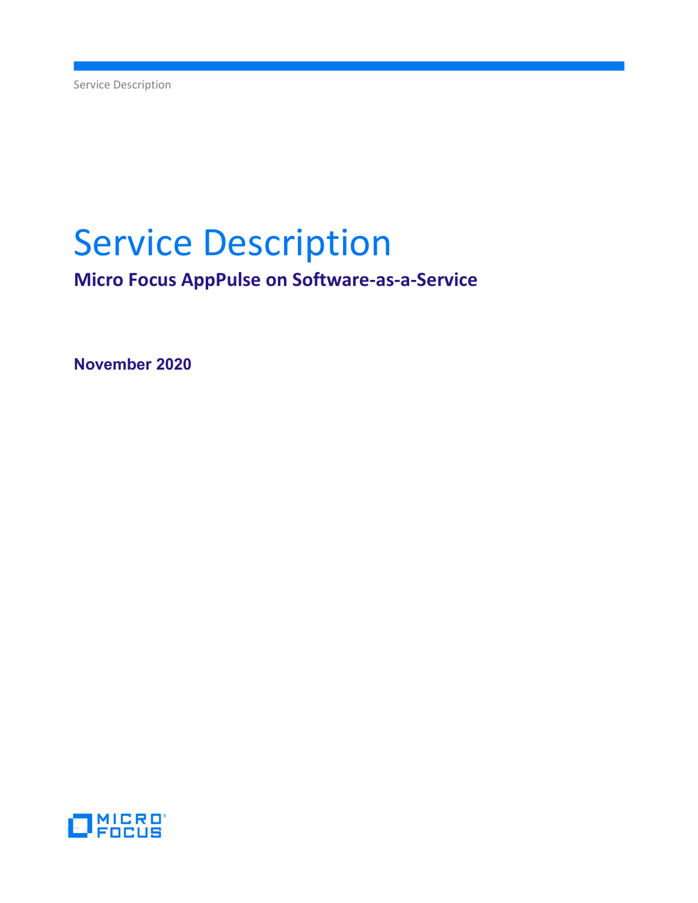# Service Description

## Micro Focus AppPulse on Software-as-a-Service

**November 2020**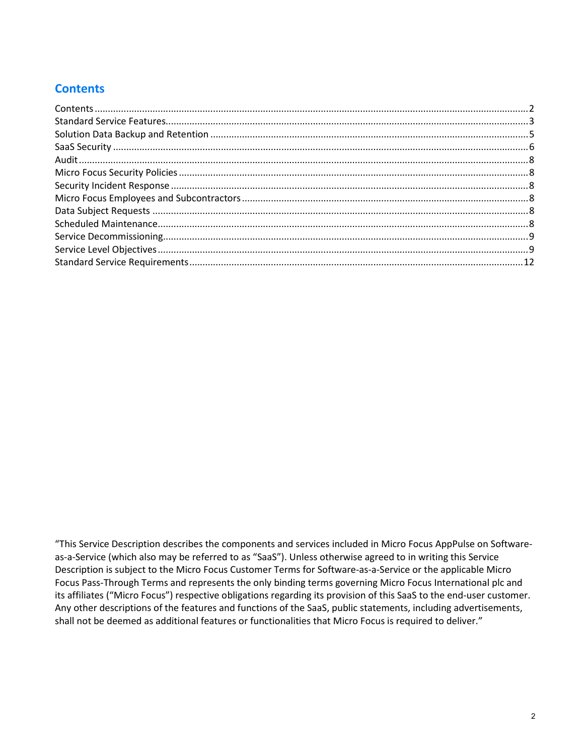## Contents

| | |
|---|---|
| Contents | 2 |
| Standard Service Features | 3 |
| Solution Data Backup and Retention | 5 |
| SaaS Security | 6 |
| Audit | 8 |
| Micro Focus Security Policies | 8 |
| Security Incident Response | 8 |
| Micro Focus Employees and Subcontractors | 8 |
| Data Subject Requests | 8 |
| Scheduled Maintenance | 8 |
| Service Decommissioning | 9 |
| Service Level Objectives | 9 |
| Standard Service Requirements | 12 |

"This Service Description describes the components and services included in Micro Focus AppPulse on Software-as-a-Service (which also may be referred to as "SaaS"). Unless otherwise agreed to in writing this Service Description is subject to the Micro Focus Customer Terms for Software-as-a-Service or the applicable Micro Focus Pass-Through Terms and represents the only binding terms governing Micro Focus International plc and its affiliates ("Micro Focus") respective obligations regarding its provision of this SaaS to the end-user customer. Any other descriptions of the features and functions of the SaaS, public statements, including advertisements, shall not be deemed as additional features or functionalities that Micro Focus is required to deliver."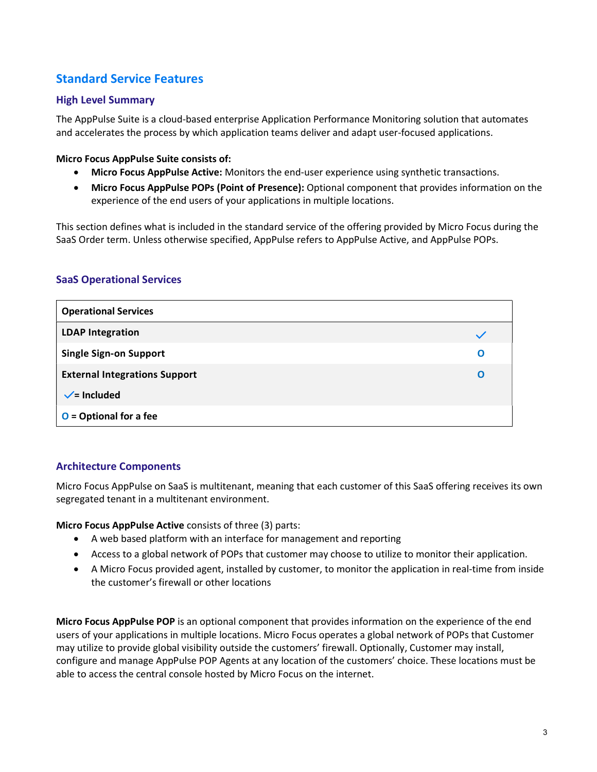## Standard Service Features

### High Level Summary

The AppPulse Suite is a cloud-based enterprise Application Performance Monitoring solution that automates and accelerates the process by which application teams deliver and adapt user-focused applications.

**Micro Focus AppPulse Suite consists of:**

- **Micro Focus AppPulse Active:** Monitors the end-user experience using synthetic transactions.
- **Micro Focus AppPulse POPs (Point of Presence):** Optional component that provides information on the experience of the end users of your applications in multiple locations.

This section defines what is included in the standard service of the offering provided by Micro Focus during the SaaS Order term. Unless otherwise specified, AppPulse refers to AppPulse Active, and AppPulse POPs.

### SaaS Operational Services

| Operational Services | |
|---|---|
| **LDAP Integration** | ✓ |
| **Single Sign-on Support** | O |
| **External Integrations Support** | O |
| ✓ **= Included** | |
| O **= Optional for a fee** | |

### Architecture Components

Micro Focus AppPulse on SaaS is multitenant, meaning that each customer of this SaaS offering receives its own segregated tenant in a multitenant environment.

**Micro Focus AppPulse Active** consists of three (3) parts:

- A web based platform with an interface for management and reporting
- Access to a global network of POPs that customer may choose to utilize to monitor their application.
- A Micro Focus provided agent, installed by customer, to monitor the application in real-time from inside the customer's firewall or other locations

**Micro Focus AppPulse POP** is an optional component that provides information on the experience of the end users of your applications in multiple locations. Micro Focus operates a global network of POPs that Customer may utilize to provide global visibility outside the customers' firewall. Optionally, Customer may install, configure and manage AppPulse POP Agents at any location of the customers' choice. These locations must be able to access the central console hosted by Micro Focus on the internet.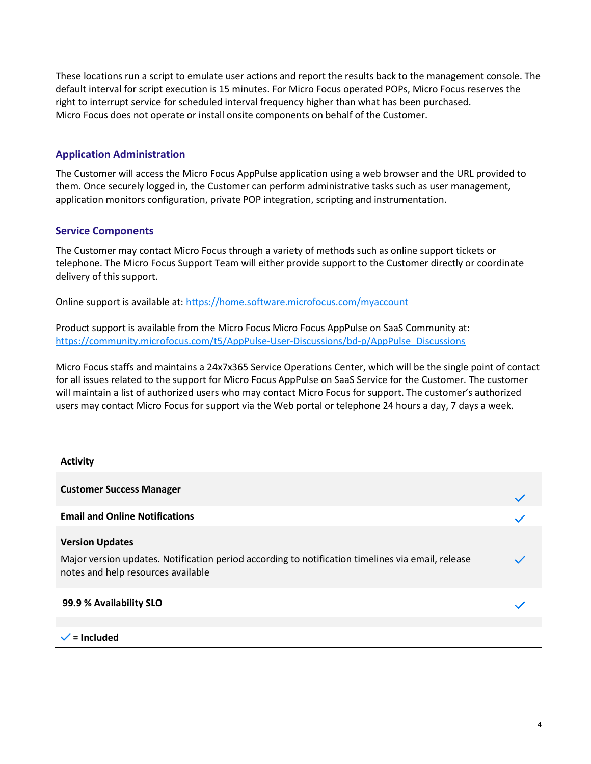These locations run a script to emulate user actions and report the results back to the management console. The default interval for script execution is 15 minutes. For Micro Focus operated POPs, Micro Focus reserves the right to interrupt service for scheduled interval frequency higher than what has been purchased.
Micro Focus does not operate or install onsite components on behalf of the Customer.

## Application Administration

The Customer will access the Micro Focus AppPulse application using a web browser and the URL provided to them. Once securely logged in, the Customer can perform administrative tasks such as user management, application monitors configuration, private POP integration, scripting and instrumentation.

## Service Components

The Customer may contact Micro Focus through a variety of methods such as online support tickets or telephone. The Micro Focus Support Team will either provide support to the Customer directly or coordinate delivery of this support.

Online support is available at: https://home.software.microfocus.com/myaccount

Product support is available from the Micro Focus Micro Focus AppPulse on SaaS Community at:
https://community.microfocus.com/t5/AppPulse-User-Discussions/bd-p/AppPulse_Discussions

Micro Focus staffs and maintains a 24x7x365 Service Operations Center, which will be the single point of contact for all issues related to the support for Micro Focus AppPulse on SaaS Service for the Customer. The customer will maintain a list of authorized users who may contact Micro Focus for support. The customer's authorized users may contact Micro Focus for support via the Web portal or telephone 24 hours a day, 7 days a week.

| Activity | |
|---|---|
| **Customer Success Manager** | ✓ |
| **Email and Online Notifications** | ✓ |
| **Version Updates**<br>Major version updates. Notification period according to notification timelines via email, release notes and help resources available | ✓ |
| **99.9 % Availability SLO** | ✓ |
| ✓ **= Included** | |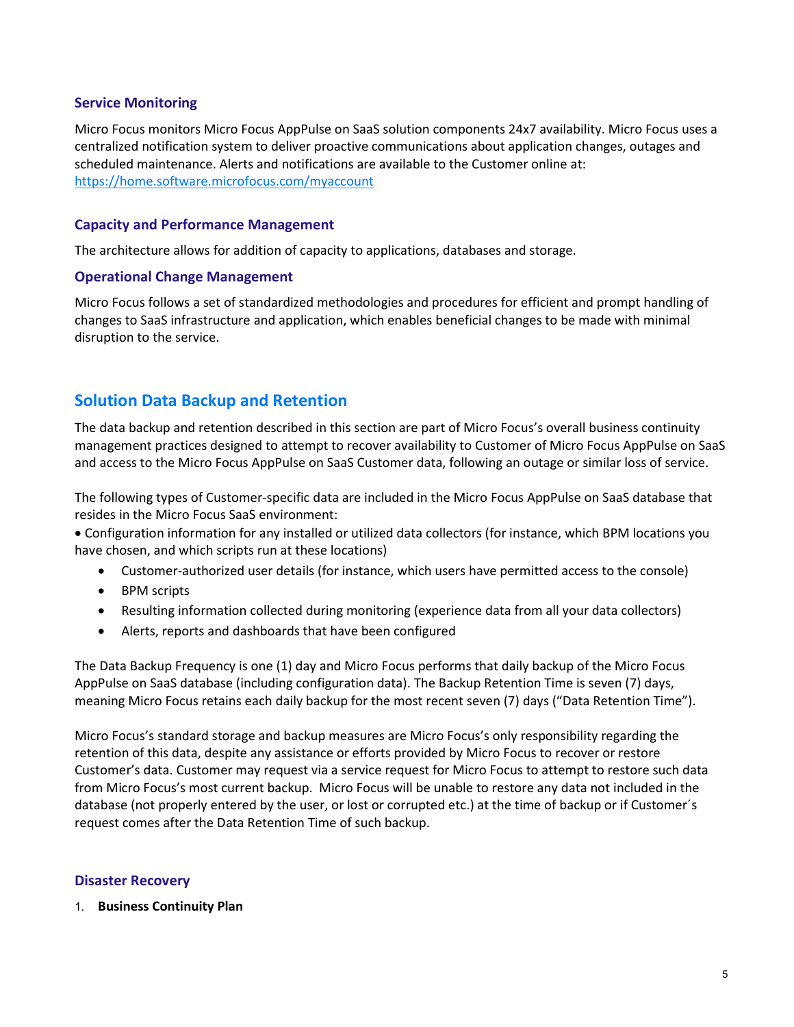### Service Monitoring

Micro Focus monitors Micro Focus AppPulse on SaaS solution components 24x7 availability. Micro Focus uses a centralized notification system to deliver proactive communications about application changes, outages and scheduled maintenance. Alerts and notifications are available to the Customer online at: [https://home.software.microfocus.com/myaccount](https://home.software.microfocus.com/myaccount)

### Capacity and Performance Management

The architecture allows for addition of capacity to applications, databases and storage.

### Operational Change Management

Micro Focus follows a set of standardized methodologies and procedures for efficient and prompt handling of changes to SaaS infrastructure and application, which enables beneficial changes to be made with minimal disruption to the service.

## Solution Data Backup and Retention

The data backup and retention described in this section are part of Micro Focus's overall business continuity management practices designed to attempt to recover availability to Customer of Micro Focus AppPulse on SaaS and access to the Micro Focus AppPulse on SaaS Customer data, following an outage or similar loss of service.

The following types of Customer-specific data are included in the Micro Focus AppPulse on SaaS database that resides in the Micro Focus SaaS environment:

- Configuration information for any installed or utilized data collectors (for instance, which BPM locations you have chosen, and which scripts run at these locations)
- Customer-authorized user details (for instance, which users have permitted access to the console)
- BPM scripts
- Resulting information collected during monitoring (experience data from all your data collectors)
- Alerts, reports and dashboards that have been configured

The Data Backup Frequency is one (1) day and Micro Focus performs that daily backup of the Micro Focus AppPulse on SaaS database (including configuration data). The Backup Retention Time is seven (7) days, meaning Micro Focus retains each daily backup for the most recent seven (7) days ("Data Retention Time").

Micro Focus's standard storage and backup measures are Micro Focus's only responsibility regarding the retention of this data, despite any assistance or efforts provided by Micro Focus to recover or restore Customer's data. Customer may request via a service request for Micro Focus to attempt to restore such data from Micro Focus's most current backup. Micro Focus will be unable to restore any data not included in the database (not properly entered by the user, or lost or corrupted etc.) at the time of backup or if Customer´s request comes after the Data Retention Time of such backup.

### Disaster Recovery

1. **Business Continuity Plan**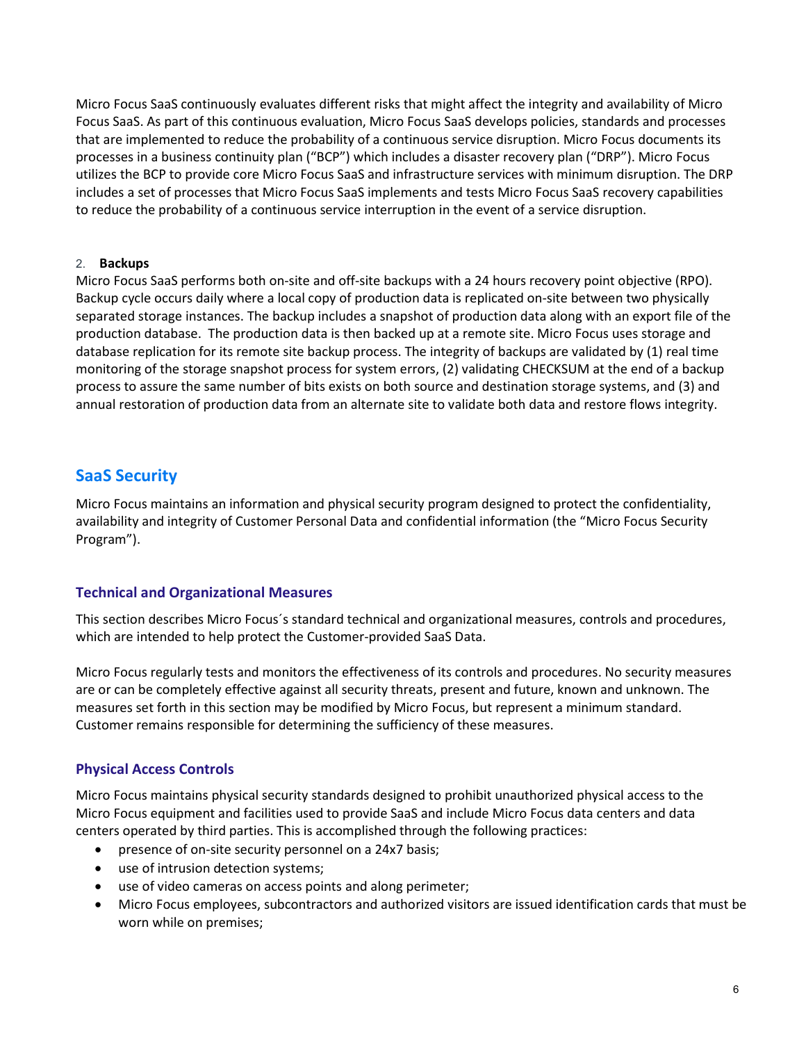Micro Focus SaaS continuously evaluates different risks that might affect the integrity and availability of Micro Focus SaaS. As part of this continuous evaluation, Micro Focus SaaS develops policies, standards and processes that are implemented to reduce the probability of a continuous service disruption. Micro Focus documents its processes in a business continuity plan ("BCP") which includes a disaster recovery plan ("DRP"). Micro Focus utilizes the BCP to provide core Micro Focus SaaS and infrastructure services with minimum disruption. The DRP includes a set of processes that Micro Focus SaaS implements and tests Micro Focus SaaS recovery capabilities to reduce the probability of a continuous service interruption in the event of a service disruption.

2. **Backups**

Micro Focus SaaS performs both on-site and off-site backups with a 24 hours recovery point objective (RPO). Backup cycle occurs daily where a local copy of production data is replicated on-site between two physically separated storage instances. The backup includes a snapshot of production data along with an export file of the production database. The production data is then backed up at a remote site. Micro Focus uses storage and database replication for its remote site backup process. The integrity of backups are validated by (1) real time monitoring of the storage snapshot process for system errors, (2) validating CHECKSUM at the end of a backup process to assure the same number of bits exists on both source and destination storage systems, and (3) and annual restoration of production data from an alternate site to validate both data and restore flows integrity.

## SaaS Security

Micro Focus maintains an information and physical security program designed to protect the confidentiality, availability and integrity of Customer Personal Data and confidential information (the "Micro Focus Security Program").

### Technical and Organizational Measures

This section describes Micro Focus´s standard technical and organizational measures, controls and procedures, which are intended to help protect the Customer-provided SaaS Data.

Micro Focus regularly tests and monitors the effectiveness of its controls and procedures. No security measures are or can be completely effective against all security threats, present and future, known and unknown. The measures set forth in this section may be modified by Micro Focus, but represent a minimum standard. Customer remains responsible for determining the sufficiency of these measures.

### Physical Access Controls

Micro Focus maintains physical security standards designed to prohibit unauthorized physical access to the Micro Focus equipment and facilities used to provide SaaS and include Micro Focus data centers and data centers operated by third parties. This is accomplished through the following practices:

- presence of on-site security personnel on a 24x7 basis;
- use of intrusion detection systems;
- use of video cameras on access points and along perimeter;
- Micro Focus employees, subcontractors and authorized visitors are issued identification cards that must be worn while on premises;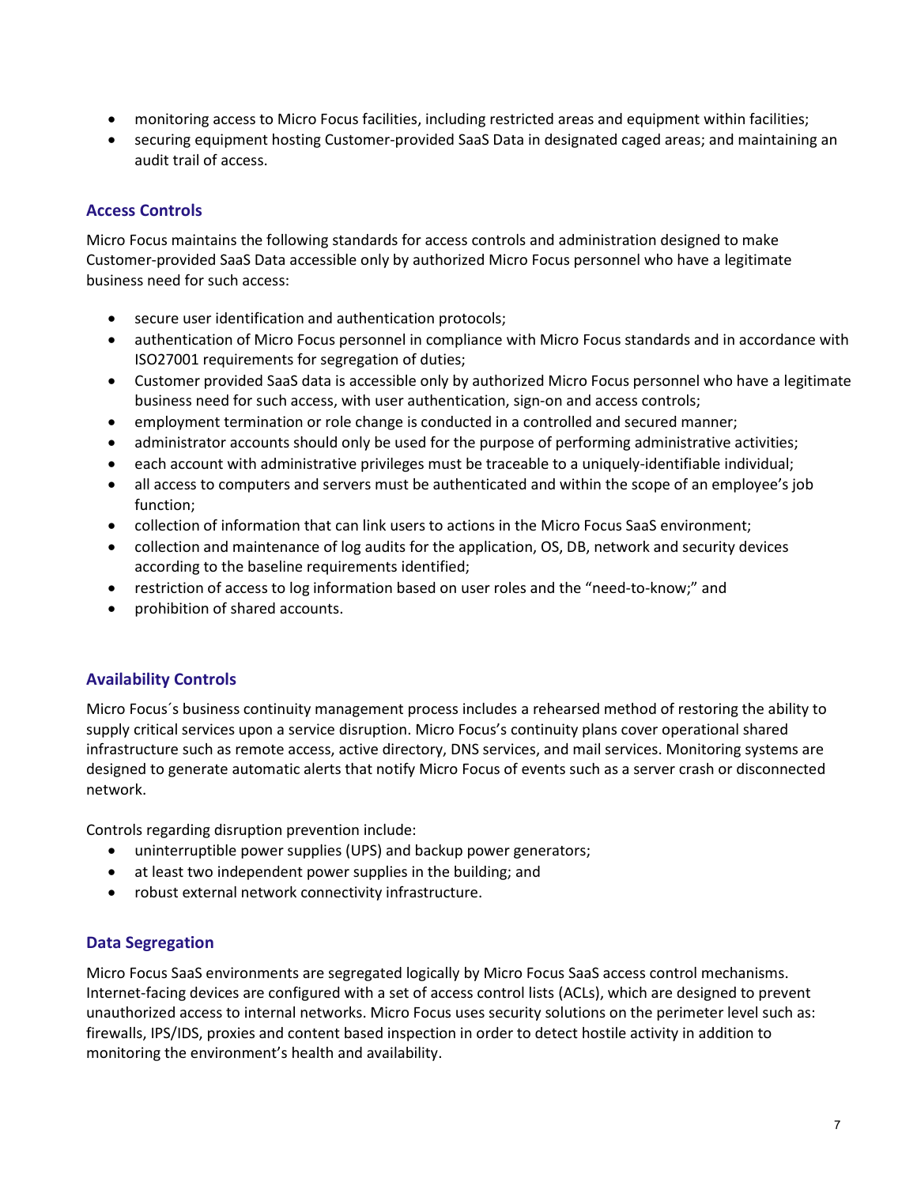- monitoring access to Micro Focus facilities, including restricted areas and equipment within facilities;
- securing equipment hosting Customer-provided SaaS Data in designated caged areas; and maintaining an audit trail of access.

## Access Controls

Micro Focus maintains the following standards for access controls and administration designed to make Customer-provided SaaS Data accessible only by authorized Micro Focus personnel who have a legitimate business need for such access:

- secure user identification and authentication protocols;
- authentication of Micro Focus personnel in compliance with Micro Focus standards and in accordance with ISO27001 requirements for segregation of duties;
- Customer provided SaaS data is accessible only by authorized Micro Focus personnel who have a legitimate business need for such access, with user authentication, sign-on and access controls;
- employment termination or role change is conducted in a controlled and secured manner;
- administrator accounts should only be used for the purpose of performing administrative activities;
- each account with administrative privileges must be traceable to a uniquely-identifiable individual;
- all access to computers and servers must be authenticated and within the scope of an employee's job function;
- collection of information that can link users to actions in the Micro Focus SaaS environment;
- collection and maintenance of log audits for the application, OS, DB, network and security devices according to the baseline requirements identified;
- restriction of access to log information based on user roles and the "need-to-know;" and
- prohibition of shared accounts.

## Availability Controls

Micro Focus´s business continuity management process includes a rehearsed method of restoring the ability to supply critical services upon a service disruption. Micro Focus's continuity plans cover operational shared infrastructure such as remote access, active directory, DNS services, and mail services. Monitoring systems are designed to generate automatic alerts that notify Micro Focus of events such as a server crash or disconnected network.

Controls regarding disruption prevention include:

- uninterruptible power supplies (UPS) and backup power generators;
- at least two independent power supplies in the building; and
- robust external network connectivity infrastructure.

## Data Segregation

Micro Focus SaaS environments are segregated logically by Micro Focus SaaS access control mechanisms. Internet-facing devices are configured with a set of access control lists (ACLs), which are designed to prevent unauthorized access to internal networks. Micro Focus uses security solutions on the perimeter level such as: firewalls, IPS/IDS, proxies and content based inspection in order to detect hostile activity in addition to monitoring the environment's health and availability.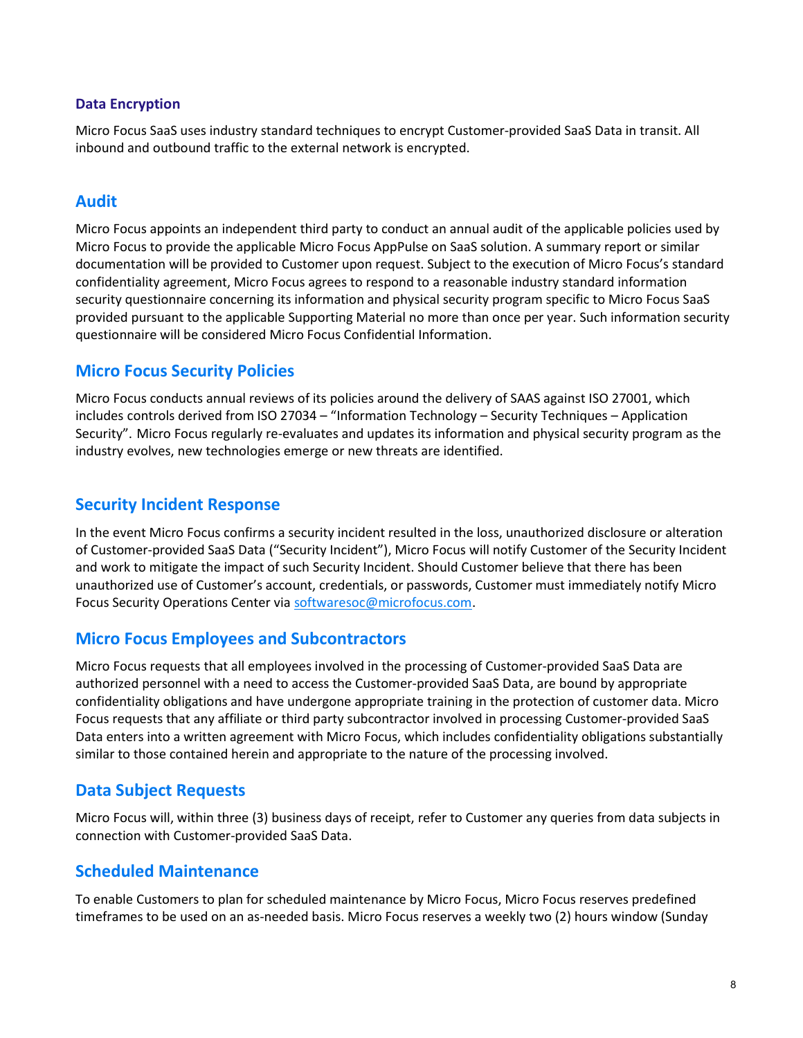### Data Encryption

Micro Focus SaaS uses industry standard techniques to encrypt Customer-provided SaaS Data in transit. All inbound and outbound traffic to the external network is encrypted.

## Audit

Micro Focus appoints an independent third party to conduct an annual audit of the applicable policies used by Micro Focus to provide the applicable Micro Focus AppPulse on SaaS solution. A summary report or similar documentation will be provided to Customer upon request. Subject to the execution of Micro Focus's standard confidentiality agreement, Micro Focus agrees to respond to a reasonable industry standard information security questionnaire concerning its information and physical security program specific to Micro Focus SaaS provided pursuant to the applicable Supporting Material no more than once per year. Such information security questionnaire will be considered Micro Focus Confidential Information.

## Micro Focus Security Policies

Micro Focus conducts annual reviews of its policies around the delivery of SAAS against ISO 27001, which includes controls derived from ISO 27034 – "Information Technology – Security Techniques – Application Security". Micro Focus regularly re-evaluates and updates its information and physical security program as the industry evolves, new technologies emerge or new threats are identified.

## Security Incident Response

In the event Micro Focus confirms a security incident resulted in the loss, unauthorized disclosure or alteration of Customer-provided SaaS Data ("Security Incident"), Micro Focus will notify Customer of the Security Incident and work to mitigate the impact of such Security Incident. Should Customer believe that there has been unauthorized use of Customer's account, credentials, or passwords, Customer must immediately notify Micro Focus Security Operations Center via [softwaresoc@microfocus.com](mailto:softwaresoc@microfocus.com).

## Micro Focus Employees and Subcontractors

Micro Focus requests that all employees involved in the processing of Customer-provided SaaS Data are authorized personnel with a need to access the Customer-provided SaaS Data, are bound by appropriate confidentiality obligations and have undergone appropriate training in the protection of customer data. Micro Focus requests that any affiliate or third party subcontractor involved in processing Customer-provided SaaS Data enters into a written agreement with Micro Focus, which includes confidentiality obligations substantially similar to those contained herein and appropriate to the nature of the processing involved.

## Data Subject Requests

Micro Focus will, within three (3) business days of receipt, refer to Customer any queries from data subjects in connection with Customer-provided SaaS Data.

## Scheduled Maintenance

To enable Customers to plan for scheduled maintenance by Micro Focus, Micro Focus reserves predefined timeframes to be used on an as-needed basis. Micro Focus reserves a weekly two (2) hours window (Sunday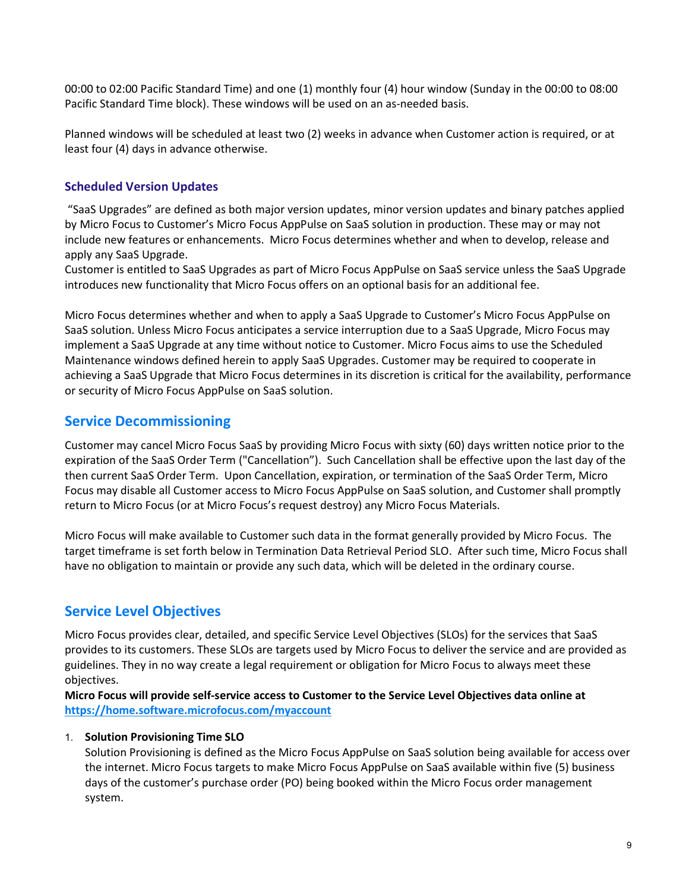00:00 to 02:00 Pacific Standard Time) and one (1) monthly four (4) hour window (Sunday in the 00:00 to 08:00 Pacific Standard Time block). These windows will be used on an as-needed basis.

Planned windows will be scheduled at least two (2) weeks in advance when Customer action is required, or at least four (4) days in advance otherwise.

### Scheduled Version Updates

"SaaS Upgrades" are defined as both major version updates, minor version updates and binary patches applied by Micro Focus to Customer's Micro Focus AppPulse on SaaS solution in production. These may or may not include new features or enhancements. Micro Focus determines whether and when to develop, release and apply any SaaS Upgrade.
Customer is entitled to SaaS Upgrades as part of Micro Focus AppPulse on SaaS service unless the SaaS Upgrade introduces new functionality that Micro Focus offers on an optional basis for an additional fee.

Micro Focus determines whether and when to apply a SaaS Upgrade to Customer's Micro Focus AppPulse on SaaS solution. Unless Micro Focus anticipates a service interruption due to a SaaS Upgrade, Micro Focus may implement a SaaS Upgrade at any time without notice to Customer. Micro Focus aims to use the Scheduled Maintenance windows defined herein to apply SaaS Upgrades. Customer may be required to cooperate in achieving a SaaS Upgrade that Micro Focus determines in its discretion is critical for the availability, performance or security of Micro Focus AppPulse on SaaS solution.

## Service Decommissioning

Customer may cancel Micro Focus SaaS by providing Micro Focus with sixty (60) days written notice prior to the expiration of the SaaS Order Term ("Cancellation"). Such Cancellation shall be effective upon the last day of the then current SaaS Order Term. Upon Cancellation, expiration, or termination of the SaaS Order Term, Micro Focus may disable all Customer access to Micro Focus AppPulse on SaaS solution, and Customer shall promptly return to Micro Focus (or at Micro Focus's request destroy) any Micro Focus Materials.

Micro Focus will make available to Customer such data in the format generally provided by Micro Focus. The target timeframe is set forth below in Termination Data Retrieval Period SLO. After such time, Micro Focus shall have no obligation to maintain or provide any such data, which will be deleted in the ordinary course.

## Service Level Objectives

Micro Focus provides clear, detailed, and specific Service Level Objectives (SLOs) for the services that SaaS provides to its customers. These SLOs are targets used by Micro Focus to deliver the service and are provided as guidelines. They in no way create a legal requirement or obligation for Micro Focus to always meet these objectives.
**Micro Focus will provide self-service access to Customer to the Service Level Objectives data online at [https://home.software.microfocus.com/myaccount](https://home.software.microfocus.com/myaccount)**

1. **Solution Provisioning Time SLO**
   Solution Provisioning is defined as the Micro Focus AppPulse on SaaS solution being available for access over the internet. Micro Focus targets to make Micro Focus AppPulse on SaaS available within five (5) business days of the customer's purchase order (PO) being booked within the Micro Focus order management system.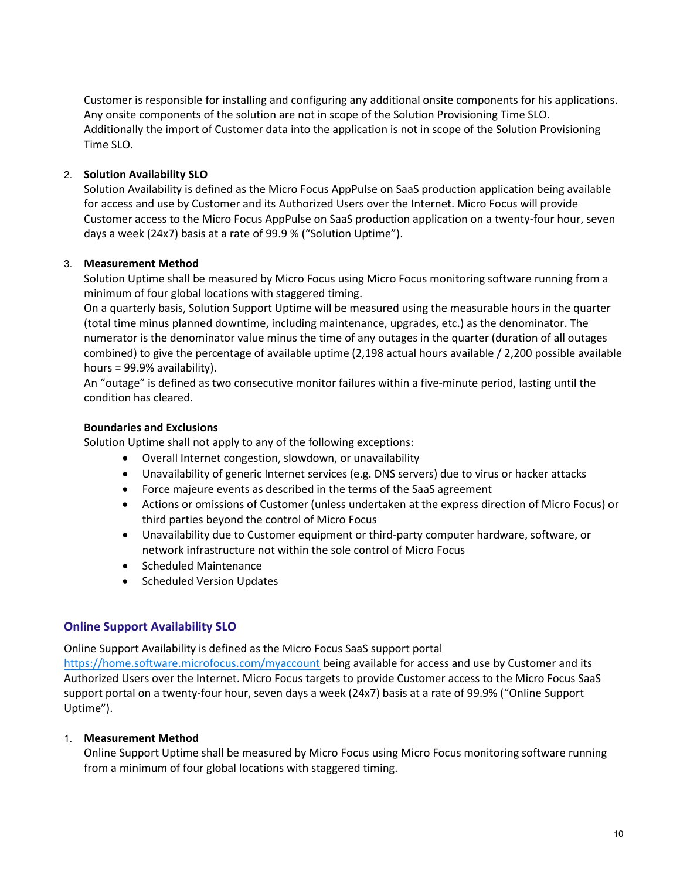Customer is responsible for installing and configuring any additional onsite components for his applications. Any onsite components of the solution are not in scope of the Solution Provisioning Time SLO. Additionally the import of Customer data into the application is not in scope of the Solution Provisioning Time SLO.

2. **Solution Availability SLO**
   Solution Availability is defined as the Micro Focus AppPulse on SaaS production application being available for access and use by Customer and its Authorized Users over the Internet. Micro Focus will provide Customer access to the Micro Focus AppPulse on SaaS production application on a twenty-four hour, seven days a week (24x7) basis at a rate of 99.9 % ("Solution Uptime").

3. **Measurement Method**
   Solution Uptime shall be measured by Micro Focus using Micro Focus monitoring software running from a minimum of four global locations with staggered timing.
   On a quarterly basis, Solution Support Uptime will be measured using the measurable hours in the quarter (total time minus planned downtime, including maintenance, upgrades, etc.) as the denominator. The numerator is the denominator value minus the time of any outages in the quarter (duration of all outages combined) to give the percentage of available uptime (2,198 actual hours available / 2,200 possible available hours = 99.9% availability).
   An "outage" is defined as two consecutive monitor failures within a five-minute period, lasting until the condition has cleared.

   **Boundaries and Exclusions**
   Solution Uptime shall not apply to any of the following exceptions:
   - Overall Internet congestion, slowdown, or unavailability
   - Unavailability of generic Internet services (e.g. DNS servers) due to virus or hacker attacks
   - Force majeure events as described in the terms of the SaaS agreement
   - Actions or omissions of Customer (unless undertaken at the express direction of Micro Focus) or third parties beyond the control of Micro Focus
   - Unavailability due to Customer equipment or third-party computer hardware, software, or network infrastructure not within the sole control of Micro Focus
   - Scheduled Maintenance
   - Scheduled Version Updates

### Online Support Availability SLO

Online Support Availability is defined as the Micro Focus SaaS support portal https://home.software.microfocus.com/myaccount being available for access and use by Customer and its Authorized Users over the Internet. Micro Focus targets to provide Customer access to the Micro Focus SaaS support portal on a twenty-four hour, seven days a week (24x7) basis at a rate of 99.9% ("Online Support Uptime").

1. **Measurement Method**
   Online Support Uptime shall be measured by Micro Focus using Micro Focus monitoring software running from a minimum of four global locations with staggered timing.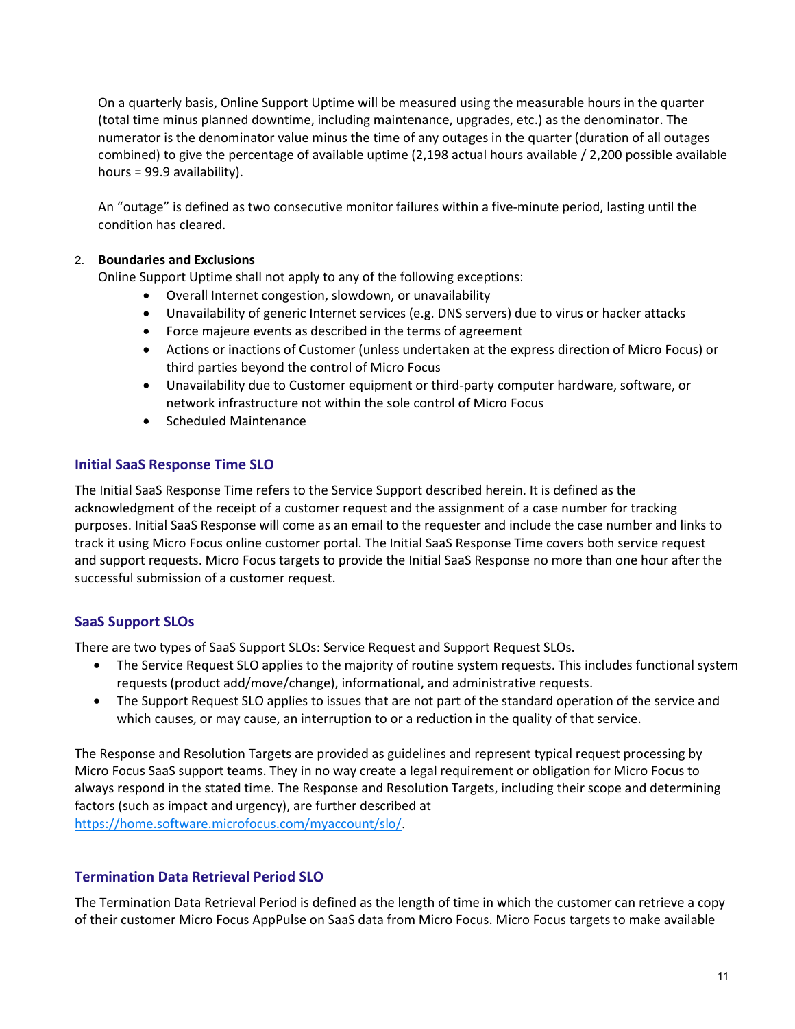On a quarterly basis, Online Support Uptime will be measured using the measurable hours in the quarter (total time minus planned downtime, including maintenance, upgrades, etc.) as the denominator. The numerator is the denominator value minus the time of any outages in the quarter (duration of all outages combined) to give the percentage of available uptime (2,198 actual hours available / 2,200 possible available hours = 99.9 availability).

An "outage" is defined as two consecutive monitor failures within a five-minute period, lasting until the condition has cleared.

2. **Boundaries and Exclusions**

Online Support Uptime shall not apply to any of the following exceptions:

- Overall Internet congestion, slowdown, or unavailability
- Unavailability of generic Internet services (e.g. DNS servers) due to virus or hacker attacks
- Force majeure events as described in the terms of agreement
- Actions or inactions of Customer (unless undertaken at the express direction of Micro Focus) or third parties beyond the control of Micro Focus
- Unavailability due to Customer equipment or third-party computer hardware, software, or network infrastructure not within the sole control of Micro Focus
- Scheduled Maintenance

### Initial SaaS Response Time SLO

The Initial SaaS Response Time refers to the Service Support described herein. It is defined as the acknowledgment of the receipt of a customer request and the assignment of a case number for tracking purposes. Initial SaaS Response will come as an email to the requester and include the case number and links to track it using Micro Focus online customer portal. The Initial SaaS Response Time covers both service request and support requests. Micro Focus targets to provide the Initial SaaS Response no more than one hour after the successful submission of a customer request.

### SaaS Support SLOs

There are two types of SaaS Support SLOs: Service Request and Support Request SLOs.

- The Service Request SLO applies to the majority of routine system requests. This includes functional system requests (product add/move/change), informational, and administrative requests.
- The Support Request SLO applies to issues that are not part of the standard operation of the service and which causes, or may cause, an interruption to or a reduction in the quality of that service.

The Response and Resolution Targets are provided as guidelines and represent typical request processing by Micro Focus SaaS support teams. They in no way create a legal requirement or obligation for Micro Focus to always respond in the stated time. The Response and Resolution Targets, including their scope and determining factors (such as impact and urgency), are further described at https://home.software.microfocus.com/myaccount/slo/.

### Termination Data Retrieval Period SLO

The Termination Data Retrieval Period is defined as the length of time in which the customer can retrieve a copy of their customer Micro Focus AppPulse on SaaS data from Micro Focus. Micro Focus targets to make available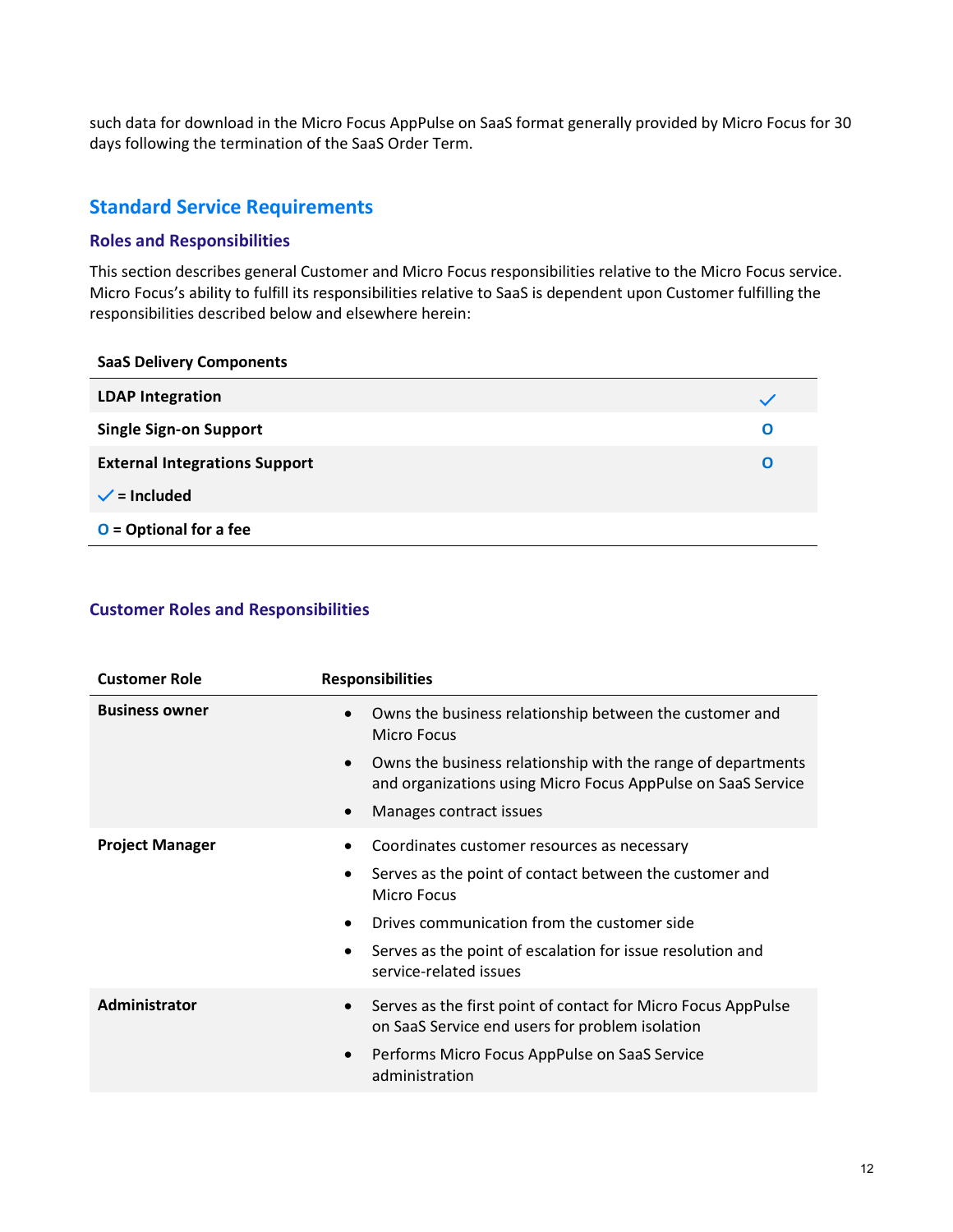such data for download in the Micro Focus AppPulse on SaaS format generally provided by Micro Focus for 30 days following the termination of the SaaS Order Term.

## Standard Service Requirements

### Roles and Responsibilities

This section describes general Customer and Micro Focus responsibilities relative to the Micro Focus service. Micro Focus's ability to fulfill its responsibilities relative to SaaS is dependent upon Customer fulfilling the responsibilities described below and elsewhere herein:

| SaaS Delivery Components | |
|---|---|
| **LDAP Integration** | ✓ |
| **Single Sign-on Support** | O |
| **External Integrations Support** | O |
| ✓ = Included | |
| O = Optional for a fee | |

### Customer Roles and Responsibilities

| Customer Role | Responsibilities |
|---|---|
| **Business owner** | • Owns the business relationship between the customer and Micro Focus<br>• Owns the business relationship with the range of departments and organizations using Micro Focus AppPulse on SaaS Service<br>• Manages contract issues |
| **Project Manager** | • Coordinates customer resources as necessary<br>• Serves as the point of contact between the customer and Micro Focus<br>• Drives communication from the customer side<br>• Serves as the point of escalation for issue resolution and service-related issues |
| **Administrator** | • Serves as the first point of contact for Micro Focus AppPulse on SaaS Service end users for problem isolation<br>• Performs Micro Focus AppPulse on SaaS Service administration |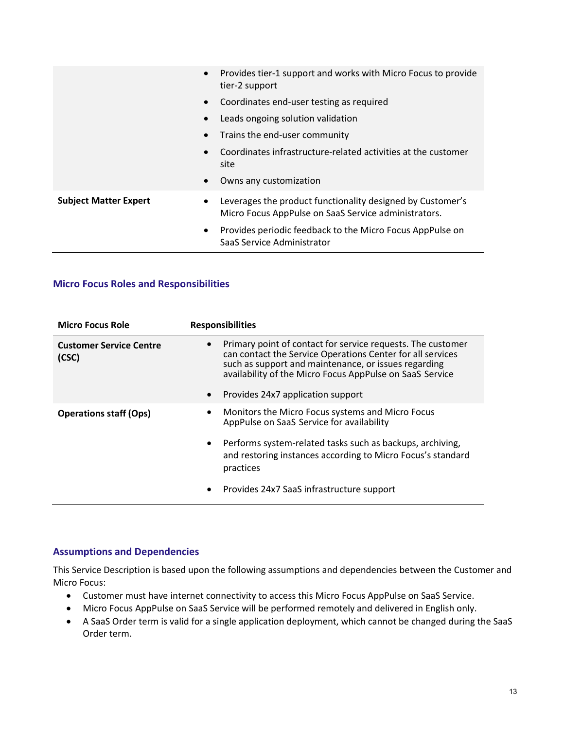| | |
|---|---|
| | • Provides tier-1 support and works with Micro Focus to provide tier-2 support<br>• Coordinates end-user testing as required<br>• Leads ongoing solution validation<br>• Trains the end-user community<br>• Coordinates infrastructure-related activities at the customer site<br>• Owns any customization |
| **Subject Matter Expert** | • Leverages the product functionality designed by Customer's Micro Focus AppPulse on SaaS Service administrators.<br>• Provides periodic feedback to the Micro Focus AppPulse on SaaS Service Administrator |

### Micro Focus Roles and Responsibilities

| Micro Focus Role | Responsibilities |
|---|---|
| **Customer Service Centre (CSC)** | • Primary point of contact for service requests. The customer can contact the Service Operations Center for all services such as support and maintenance, or issues regarding availability of the Micro Focus AppPulse on SaaS Service<br>• Provides 24x7 application support |
| **Operations staff (Ops)** | • Monitors the Micro Focus systems and Micro Focus AppPulse on SaaS Service for availability<br>• Performs system-related tasks such as backups, archiving, and restoring instances according to Micro Focus's standard practices<br>• Provides 24x7 SaaS infrastructure support |

### Assumptions and Dependencies

This Service Description is based upon the following assumptions and dependencies between the Customer and Micro Focus:

- Customer must have internet connectivity to access this Micro Focus AppPulse on SaaS Service.
- Micro Focus AppPulse on SaaS Service will be performed remotely and delivered in English only.
- A SaaS Order term is valid for a single application deployment, which cannot be changed during the SaaS Order term.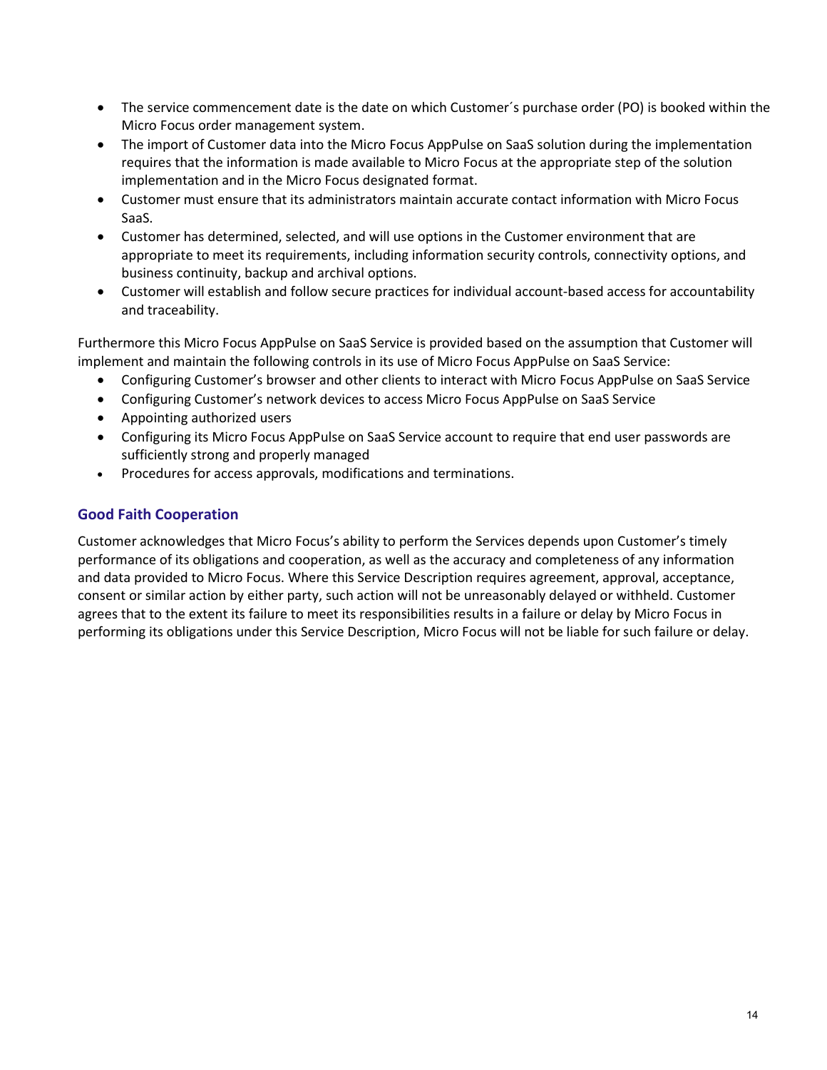- The service commencement date is the date on which Customer´s purchase order (PO) is booked within the Micro Focus order management system.
- The import of Customer data into the Micro Focus AppPulse on SaaS solution during the implementation requires that the information is made available to Micro Focus at the appropriate step of the solution implementation and in the Micro Focus designated format.
- Customer must ensure that its administrators maintain accurate contact information with Micro Focus SaaS.
- Customer has determined, selected, and will use options in the Customer environment that are appropriate to meet its requirements, including information security controls, connectivity options, and business continuity, backup and archival options.
- Customer will establish and follow secure practices for individual account-based access for accountability and traceability.

Furthermore this Micro Focus AppPulse on SaaS Service is provided based on the assumption that Customer will implement and maintain the following controls in its use of Micro Focus AppPulse on SaaS Service:

- Configuring Customer's browser and other clients to interact with Micro Focus AppPulse on SaaS Service
- Configuring Customer's network devices to access Micro Focus AppPulse on SaaS Service
- Appointing authorized users
- Configuring its Micro Focus AppPulse on SaaS Service account to require that end user passwords are sufficiently strong and properly managed
- Procedures for access approvals, modifications and terminations.

### Good Faith Cooperation

Customer acknowledges that Micro Focus's ability to perform the Services depends upon Customer's timely performance of its obligations and cooperation, as well as the accuracy and completeness of any information and data provided to Micro Focus. Where this Service Description requires agreement, approval, acceptance, consent or similar action by either party, such action will not be unreasonably delayed or withheld. Customer agrees that to the extent its failure to meet its responsibilities results in a failure or delay by Micro Focus in performing its obligations under this Service Description, Micro Focus will not be liable for such failure or delay.